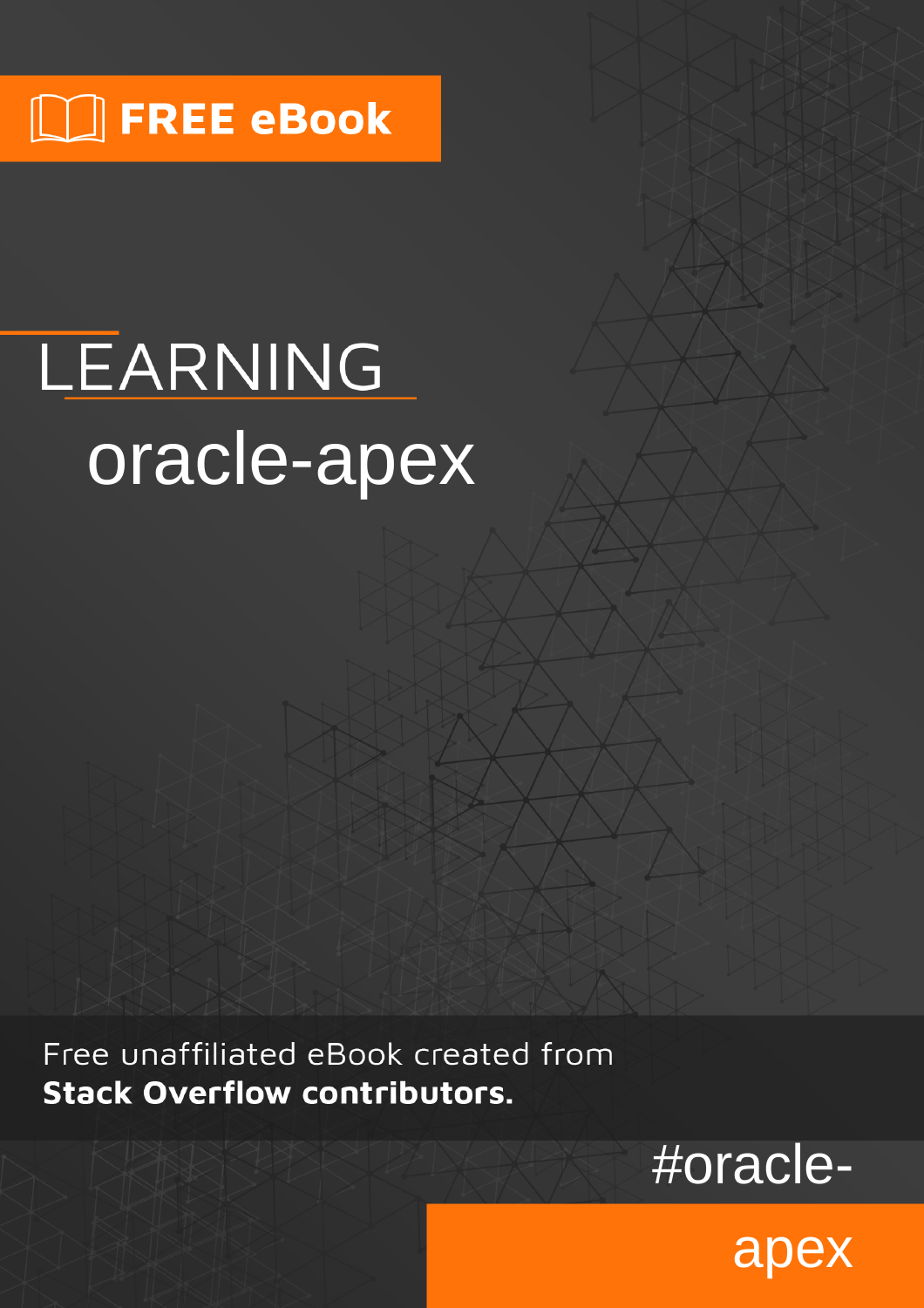FREE eBook

# LEARNING oracle-apex

Free unaffiliated eBook created from **Stack Overflow contributors.**

#oracle-apex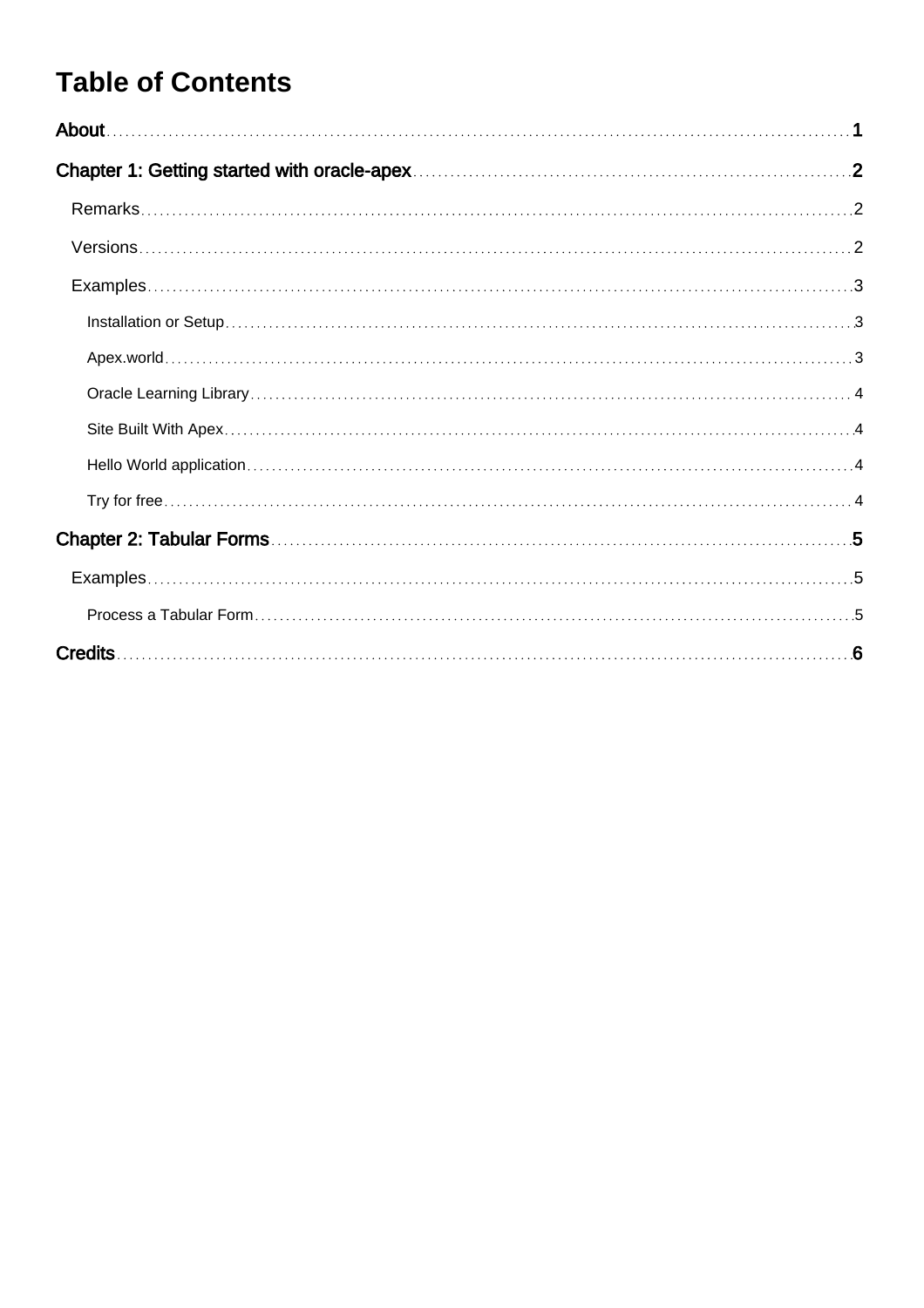# Table of Contents

About ..... 1

Chapter 1: Getting started with oracle-apex ..... 2

- Remarks ..... 2
- Versions ..... 2
- Examples ..... 3
  - Installation or Setup ..... 3
  - Apex.world ..... 3
  - Oracle Learning Library ..... 4
  - Site Built With Apex ..... 4
  - Hello World application ..... 4
  - Try for free ..... 4

Chapter 2: Tabular Forms ..... 5

- Examples ..... 5
  - Process a Tabular Form ..... 5

Credits ..... 6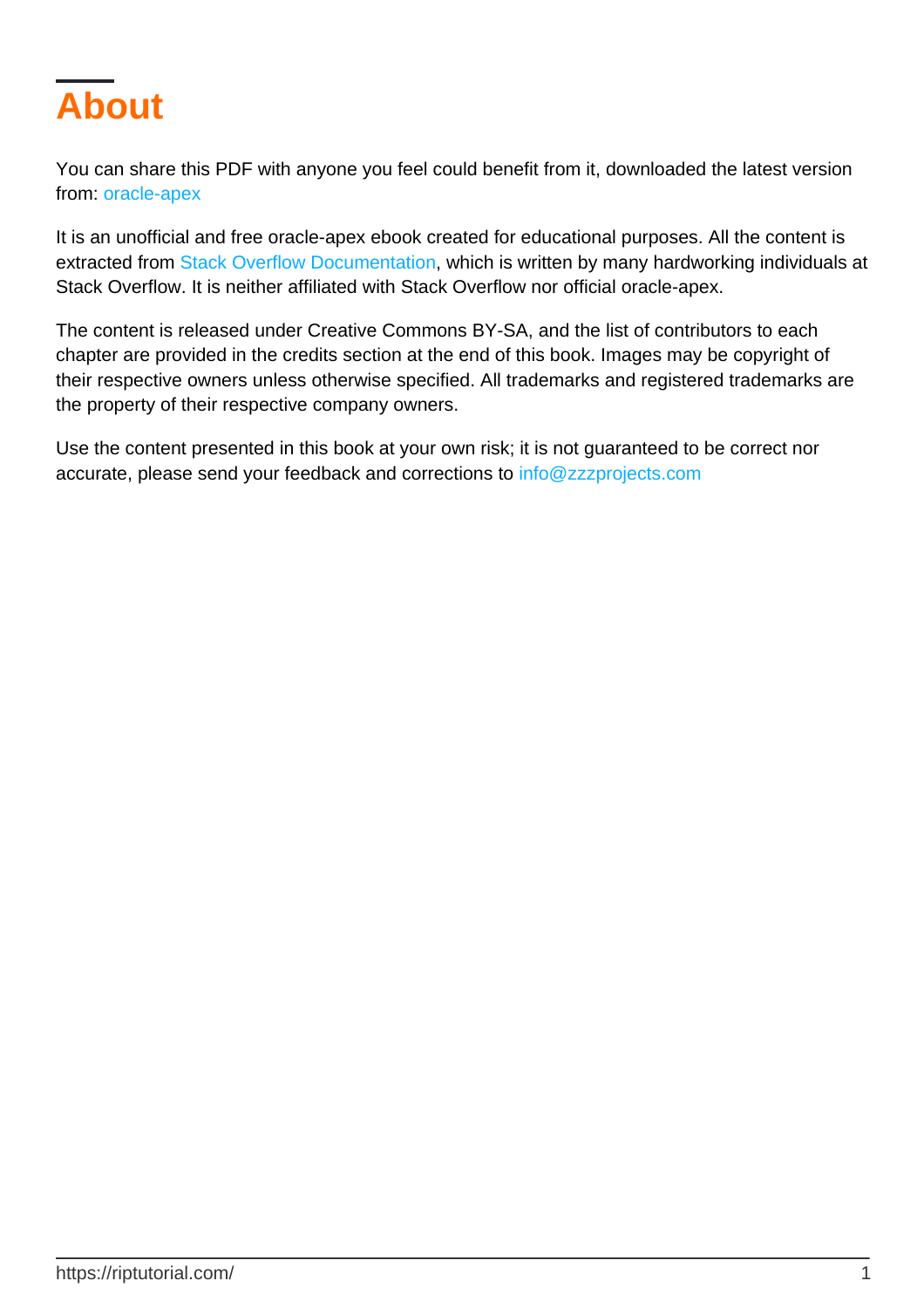# About

You can share this PDF with anyone you feel could benefit from it, downloaded the latest version from: oracle-apex

It is an unofficial and free oracle-apex ebook created for educational purposes. All the content is extracted from Stack Overflow Documentation, which is written by many hardworking individuals at Stack Overflow. It is neither affiliated with Stack Overflow nor official oracle-apex.

The content is released under Creative Commons BY-SA, and the list of contributors to each chapter are provided in the credits section at the end of this book. Images may be copyright of their respective owners unless otherwise specified. All trademarks and registered trademarks are the property of their respective company owners.

Use the content presented in this book at your own risk; it is not guaranteed to be correct nor accurate, please send your feedback and corrections to info@zzzprojects.com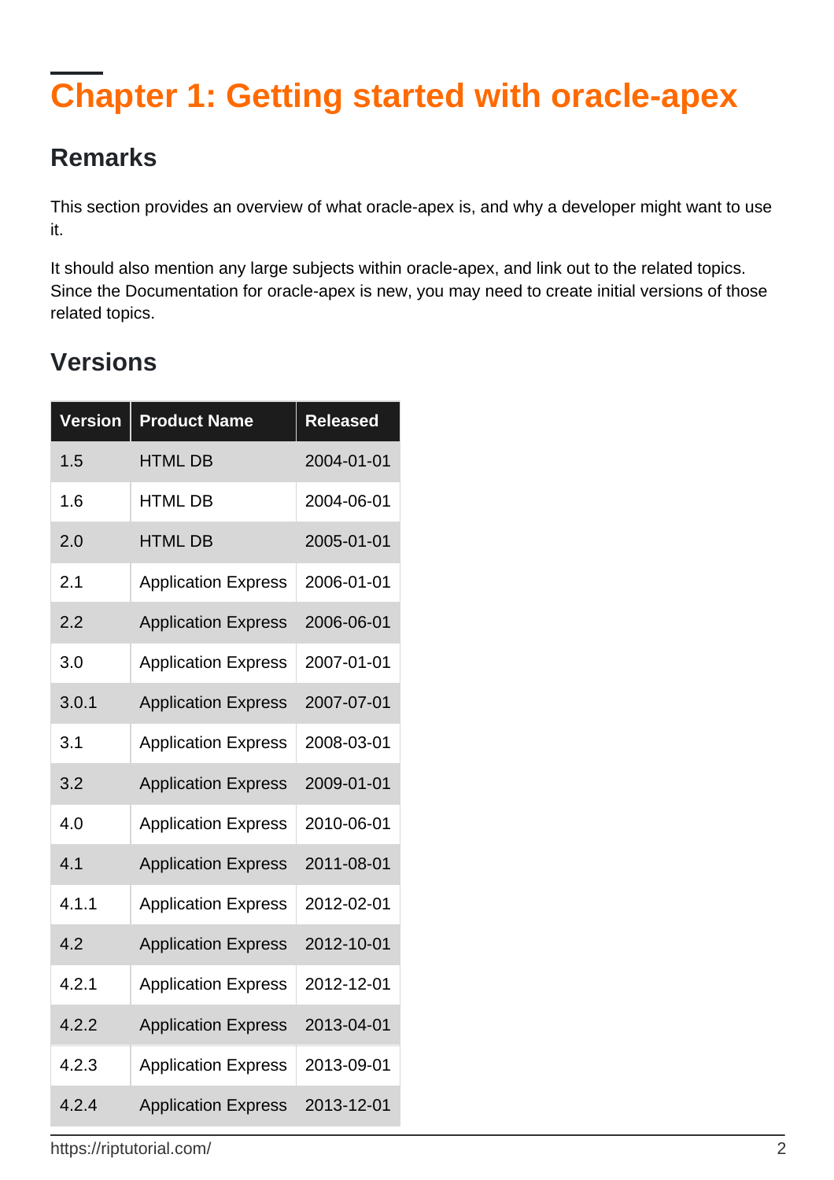# Chapter 1: Getting started with oracle-apex

## Remarks

This section provides an overview of what oracle-apex is, and why a developer might want to use it.

It should also mention any large subjects within oracle-apex, and link out to the related topics. Since the Documentation for oracle-apex is new, you may need to create initial versions of those related topics.

## Versions

| Version | Product Name | Released |
| --- | --- | --- |
| 1.5 | HTML DB | 2004-01-01 |
| 1.6 | HTML DB | 2004-06-01 |
| 2.0 | HTML DB | 2005-01-01 |
| 2.1 | Application Express | 2006-01-01 |
| 2.2 | Application Express | 2006-06-01 |
| 3.0 | Application Express | 2007-01-01 |
| 3.0.1 | Application Express | 2007-07-01 |
| 3.1 | Application Express | 2008-03-01 |
| 3.2 | Application Express | 2009-01-01 |
| 4.0 | Application Express | 2010-06-01 |
| 4.1 | Application Express | 2011-08-01 |
| 4.1.1 | Application Express | 2012-02-01 |
| 4.2 | Application Express | 2012-10-01 |
| 4.2.1 | Application Express | 2012-12-01 |
| 4.2.2 | Application Express | 2013-04-01 |
| 4.2.3 | Application Express | 2013-09-01 |
| 4.2.4 | Application Express | 2013-12-01 |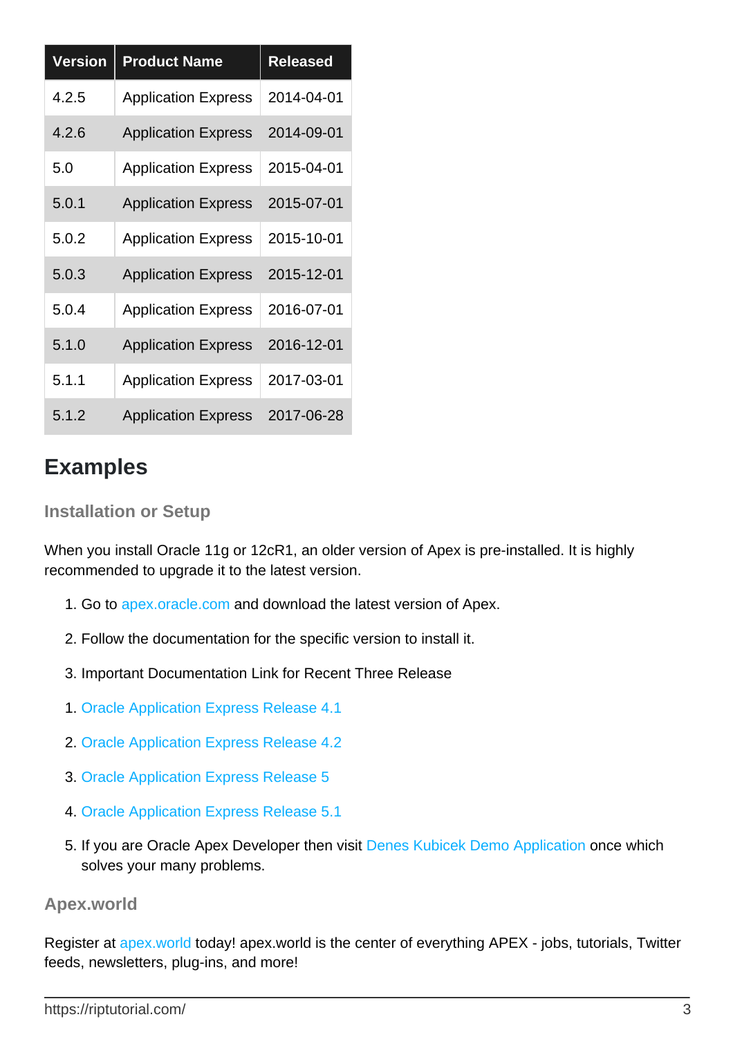| Version | Product Name | Released |
|---|---|---|
| 4.2.5 | Application Express | 2014-04-01 |
| 4.2.6 | Application Express | 2014-09-01 |
| 5.0 | Application Express | 2015-04-01 |
| 5.0.1 | Application Express | 2015-07-01 |
| 5.0.2 | Application Express | 2015-10-01 |
| 5.0.3 | Application Express | 2015-12-01 |
| 5.0.4 | Application Express | 2016-07-01 |
| 5.1.0 | Application Express | 2016-12-01 |
| 5.1.1 | Application Express | 2017-03-01 |
| 5.1.2 | Application Express | 2017-06-28 |

# Examples

## Installation or Setup

When you install Oracle 11g or 12cR1, an older version of Apex is pre-installed. It is highly recommended to upgrade it to the latest version.

1. Go to apex.oracle.com and download the latest version of Apex.
2. Follow the documentation for the specific version to install it.
3. Important Documentation Link for Recent Three Release

1. Oracle Application Express Release 4.1
2. Oracle Application Express Release 4.2
3. Oracle Application Express Release 5
4. Oracle Application Express Release 5.1
5. If you are Oracle Apex Developer then visit Denes Kubicek Demo Application once which solves your many problems.

## Apex.world

Register at apex.world today! apex.world is the center of everything APEX - jobs, tutorials, Twitter feeds, newsletters, plug-ins, and more!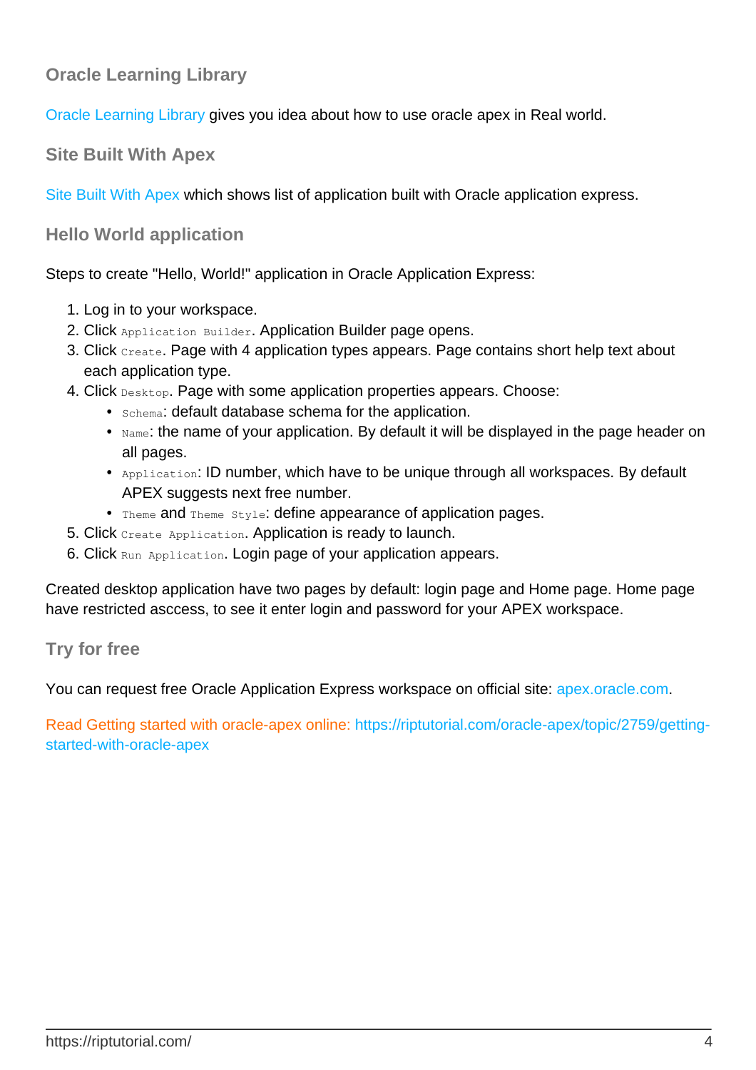## Oracle Learning Library

Oracle Learning Library gives you idea about how to use oracle apex in Real world.

## Site Built With Apex

Site Built With Apex which shows list of application built with Oracle application express.

## Hello World application

Steps to create "Hello, World!" application in Oracle Application Express:

1. Log in to your workspace.
2. Click `Application Builder`. Application Builder page opens.
3. Click `Create`. Page with 4 application types appears. Page contains short help text about each application type.
4. Click `Desktop`. Page with some application properties appears. Choose:
   - `Schema`: default database schema for the application.
   - `Name`: the name of your application. By default it will be displayed in the page header on all pages.
   - `Application`: ID number, which have to be unique through all workspaces. By default APEX suggests next free number.
   - `Theme` and `Theme Style`: define appearance of application pages.
5. Click `Create Application`. Application is ready to launch.
6. Click `Run Application`. Login page of your application appears.

Created desktop application have two pages by default: login page and Home page. Home page have restricted asccess, to see it enter login and password for your APEX workspace.

## Try for free

You can request free Oracle Application Express workspace on official site: apex.oracle.com.

Read Getting started with oracle-apex online: https://riptutorial.com/oracle-apex/topic/2759/getting-started-with-oracle-apex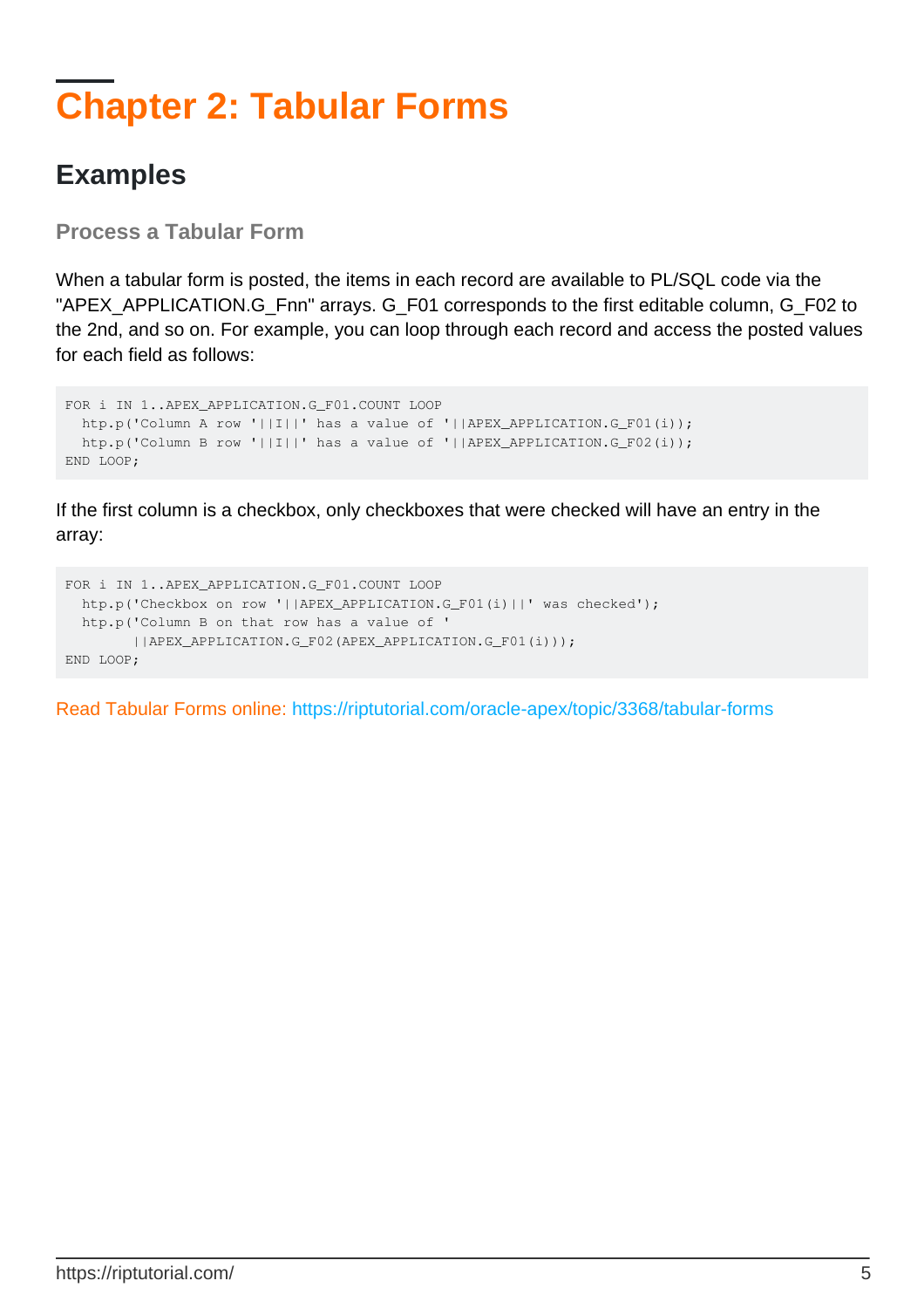# Chapter 2: Tabular Forms

## Examples

### Process a Tabular Form

When a tabular form is posted, the items in each record are available to PL/SQL code via the "APEX_APPLICATION.G_Fnn" arrays. G_F01 corresponds to the first editable column, G_F02 to the 2nd, and so on. For example, you can loop through each record and access the posted values for each field as follows:

```
FOR i IN 1..APEX_APPLICATION.G_F01.COUNT LOOP
  htp.p('Column A row '||I||' has a value of '||APEX_APPLICATION.G_F01(i));
  htp.p('Column B row '||I||' has a value of '||APEX_APPLICATION.G_F02(i));
END LOOP;
```

If the first column is a checkbox, only checkboxes that were checked will have an entry in the array:

```
FOR i IN 1..APEX_APPLICATION.G_F01.COUNT LOOP
  htp.p('Checkbox on row '||APEX_APPLICATION.G_F01(i)||' was checked');
  htp.p('Column B on that row has a value of '
        ||APEX_APPLICATION.G_F02(APEX_APPLICATION.G_F01(i)));
END LOOP;
```

Read Tabular Forms online: https://riptutorial.com/oracle-apex/topic/3368/tabular-forms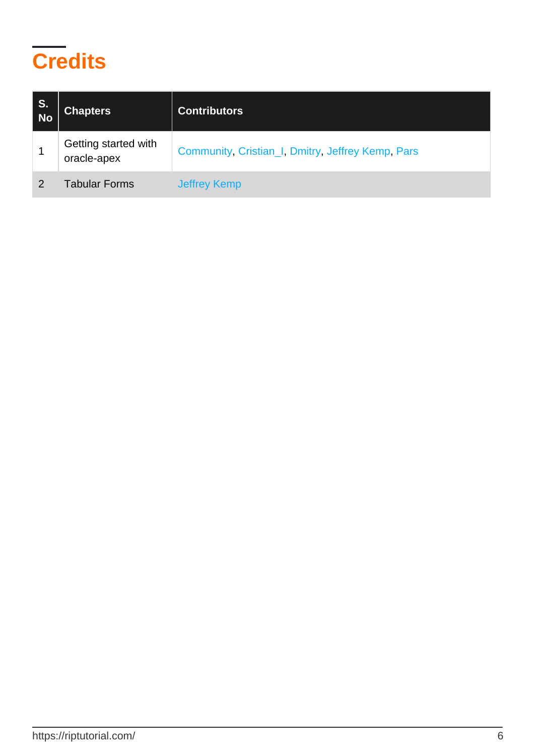# Credits

| S. No | Chapters | Contributors |
|---|---|---|
| 1 | Getting started with oracle-apex | Community, Cristian_I, Dmitry, Jeffrey Kemp, Pars |
| 2 | Tabular Forms | Jeffrey Kemp |